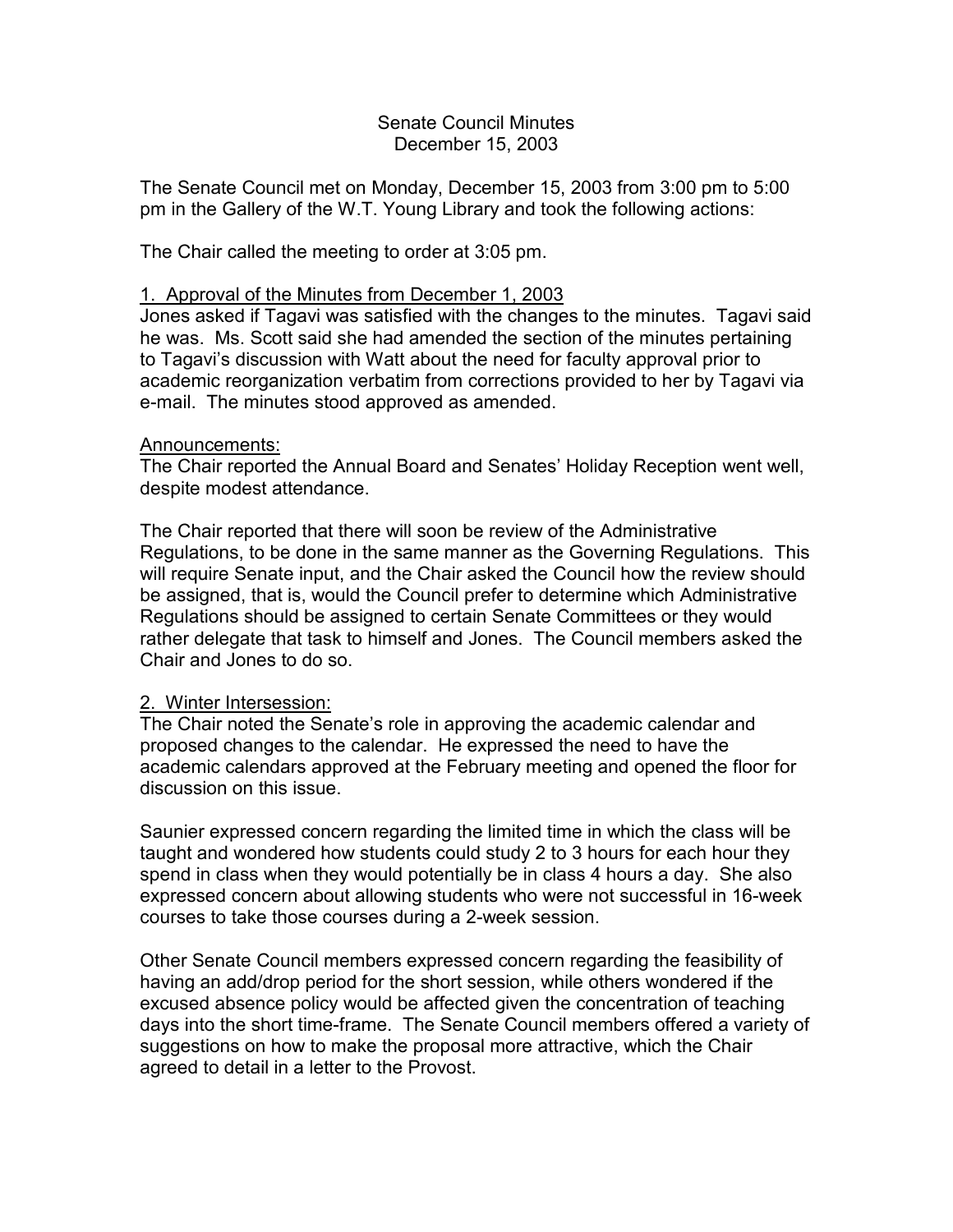# Senate Council Minutes
December 15, 2003

The Senate Council met on Monday, December 15, 2003 from 3:00 pm to 5:00 pm in the Gallery of the W.T. Young Library and took the following actions:

The Chair called the meeting to order at 3:05 pm.

## 1. Approval of the Minutes from December 1, 2003

Jones asked if Tagavi was satisfied with the changes to the minutes. Tagavi said he was. Ms. Scott said she had amended the section of the minutes pertaining to Tagavi's discussion with Watt about the need for faculty approval prior to academic reorganization verbatim from corrections provided to her by Tagavi via e-mail. The minutes stood approved as amended.

## Announcements:

The Chair reported the Annual Board and Senates' Holiday Reception went well, despite modest attendance.

The Chair reported that there will soon be review of the Administrative Regulations, to be done in the same manner as the Governing Regulations. This will require Senate input, and the Chair asked the Council how the review should be assigned, that is, would the Council prefer to determine which Administrative Regulations should be assigned to certain Senate Committees or they would rather delegate that task to himself and Jones. The Council members asked the Chair and Jones to do so.

## 2. Winter Intersession:

The Chair noted the Senate's role in approving the academic calendar and proposed changes to the calendar. He expressed the need to have the academic calendars approved at the February meeting and opened the floor for discussion on this issue.

Saunier expressed concern regarding the limited time in which the class will be taught and wondered how students could study 2 to 3 hours for each hour they spend in class when they would potentially be in class 4 hours a day. She also expressed concern about allowing students who were not successful in 16-week courses to take those courses during a 2-week session.

Other Senate Council members expressed concern regarding the feasibility of having an add/drop period for the short session, while others wondered if the excused absence policy would be affected given the concentration of teaching days into the short time-frame. The Senate Council members offered a variety of suggestions on how to make the proposal more attractive, which the Chair agreed to detail in a letter to the Provost.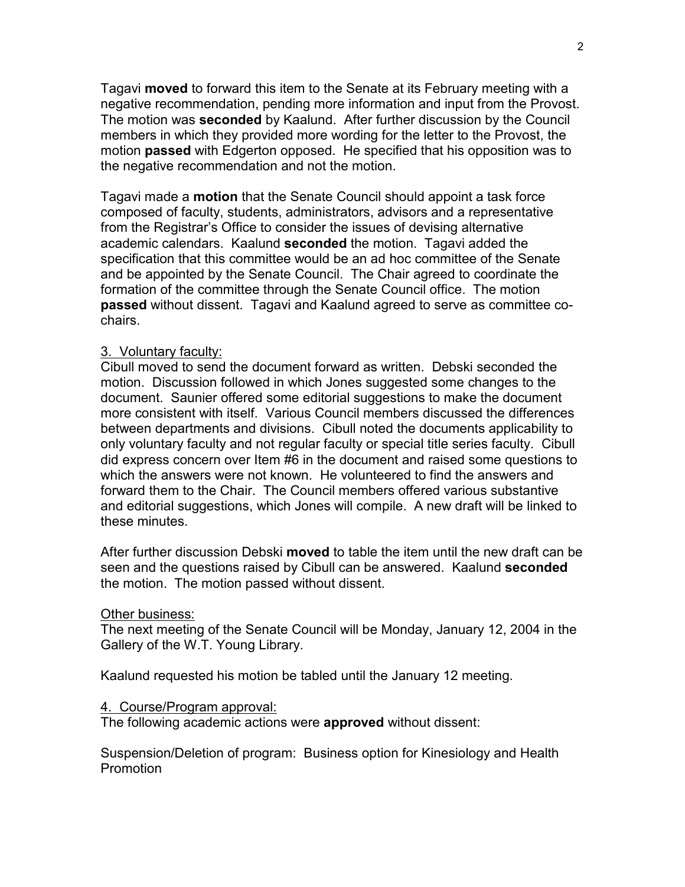Tagavi **moved** to forward this item to the Senate at its February meeting with a negative recommendation, pending more information and input from the Provost. The motion was **seconded** by Kaalund. After further discussion by the Council members in which they provided more wording for the letter to the Provost, the motion **passed** with Edgerton opposed. He specified that his opposition was to the negative recommendation and not the motion.

Tagavi made a **motion** that the Senate Council should appoint a task force composed of faculty, students, administrators, advisors and a representative from the Registrar's Office to consider the issues of devising alternative academic calendars. Kaalund **seconded** the motion. Tagavi added the specification that this committee would be an ad hoc committee of the Senate and be appointed by the Senate Council. The Chair agreed to coordinate the formation of the committee through the Senate Council office. The motion **passed** without dissent. Tagavi and Kaalund agreed to serve as committee co-chairs.

3. Voluntary faculty:

Cibull moved to send the document forward as written. Debski seconded the motion. Discussion followed in which Jones suggested some changes to the document. Saunier offered some editorial suggestions to make the document more consistent with itself. Various Council members discussed the differences between departments and divisions. Cibull noted the documents applicability to only voluntary faculty and not regular faculty or special title series faculty. Cibull did express concern over Item #6 in the document and raised some questions to which the answers were not known. He volunteered to find the answers and forward them to the Chair. The Council members offered various substantive and editorial suggestions, which Jones will compile. A new draft will be linked to these minutes.

After further discussion Debski **moved** to table the item until the new draft can be seen and the questions raised by Cibull can be answered. Kaalund **seconded** the motion. The motion passed without dissent.

Other business:

The next meeting of the Senate Council will be Monday, January 12, 2004 in the Gallery of the W.T. Young Library.

Kaalund requested his motion be tabled until the January 12 meeting.

4. Course/Program approval:

The following academic actions were **approved** without dissent:

Suspension/Deletion of program: Business option for Kinesiology and Health Promotion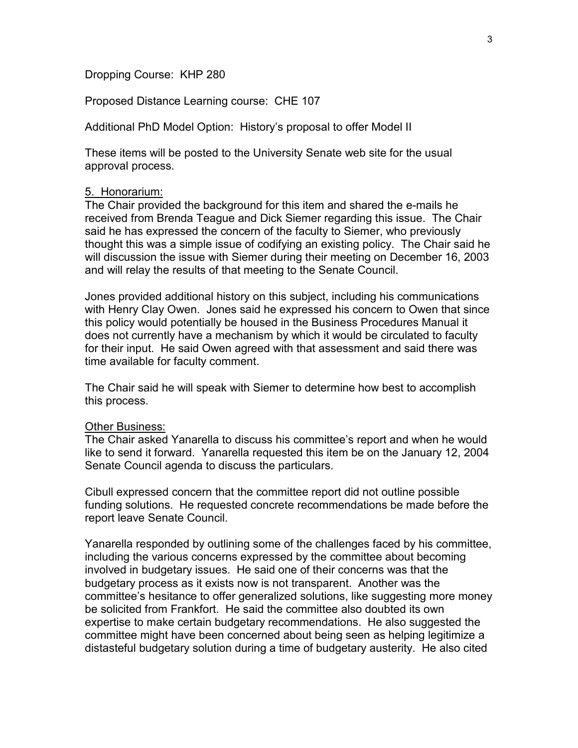Dropping Course: KHP 280

Proposed Distance Learning course: CHE 107

Additional PhD Model Option: History's proposal to offer Model II

These items will be posted to the University Senate web site for the usual approval process.

5. Honorarium:

The Chair provided the background for this item and shared the e-mails he received from Brenda Teague and Dick Siemer regarding this issue. The Chair said he has expressed the concern of the faculty to Siemer, who previously thought this was a simple issue of codifying an existing policy. The Chair said he will discussion the issue with Siemer during their meeting on December 16, 2003 and will relay the results of that meeting to the Senate Council.

Jones provided additional history on this subject, including his communications with Henry Clay Owen. Jones said he expressed his concern to Owen that since this policy would potentially be housed in the Business Procedures Manual it does not currently have a mechanism by which it would be circulated to faculty for their input. He said Owen agreed with that assessment and said there was time available for faculty comment.

The Chair said he will speak with Siemer to determine how best to accomplish this process.

Other Business:

The Chair asked Yanarella to discuss his committee's report and when he would like to send it forward. Yanarella requested this item be on the January 12, 2004 Senate Council agenda to discuss the particulars.

Cibull expressed concern that the committee report did not outline possible funding solutions. He requested concrete recommendations be made before the report leave Senate Council.

Yanarella responded by outlining some of the challenges faced by his committee, including the various concerns expressed by the committee about becoming involved in budgetary issues. He said one of their concerns was that the budgetary process as it exists now is not transparent. Another was the committee's hesitance to offer generalized solutions, like suggesting more money be solicited from Frankfort. He said the committee also doubted its own expertise to make certain budgetary recommendations. He also suggested the committee might have been concerned about being seen as helping legitimize a distasteful budgetary solution during a time of budgetary austerity. He also cited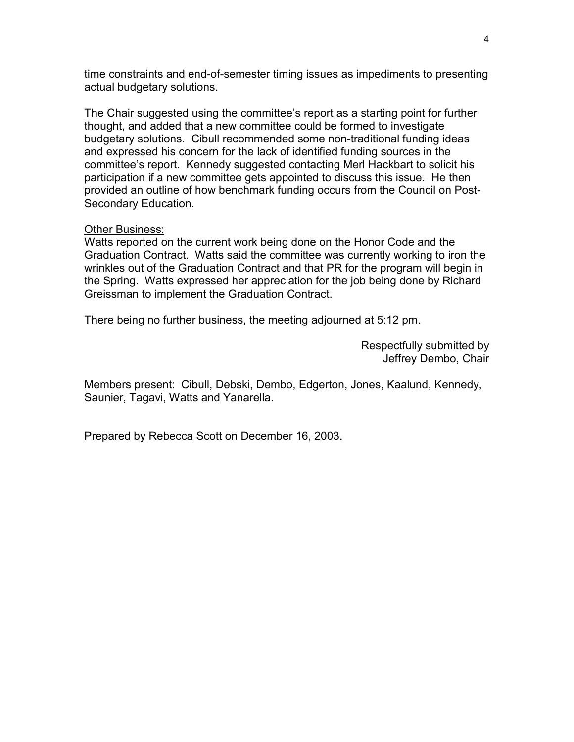time constraints and end-of-semester timing issues as impediments to presenting actual budgetary solutions.

The Chair suggested using the committee's report as a starting point for further thought, and added that a new committee could be formed to investigate budgetary solutions. Cibull recommended some non-traditional funding ideas and expressed his concern for the lack of identified funding sources in the committee's report. Kennedy suggested contacting Merl Hackbart to solicit his participation if a new committee gets appointed to discuss this issue. He then provided an outline of how benchmark funding occurs from the Council on Post-Secondary Education.

<u>Other Business:</u>
Watts reported on the current work being done on the Honor Code and the Graduation Contract. Watts said the committee was currently working to iron the wrinkles out of the Graduation Contract and that PR for the program will begin in the Spring. Watts expressed her appreciation for the job being done by Richard Greissman to implement the Graduation Contract.

There being no further business, the meeting adjourned at 5:12 pm.

Respectfully submitted by
Jeffrey Dembo, Chair

Members present: Cibull, Debski, Dembo, Edgerton, Jones, Kaalund, Kennedy, Saunier, Tagavi, Watts and Yanarella.

Prepared by Rebecca Scott on December 16, 2003.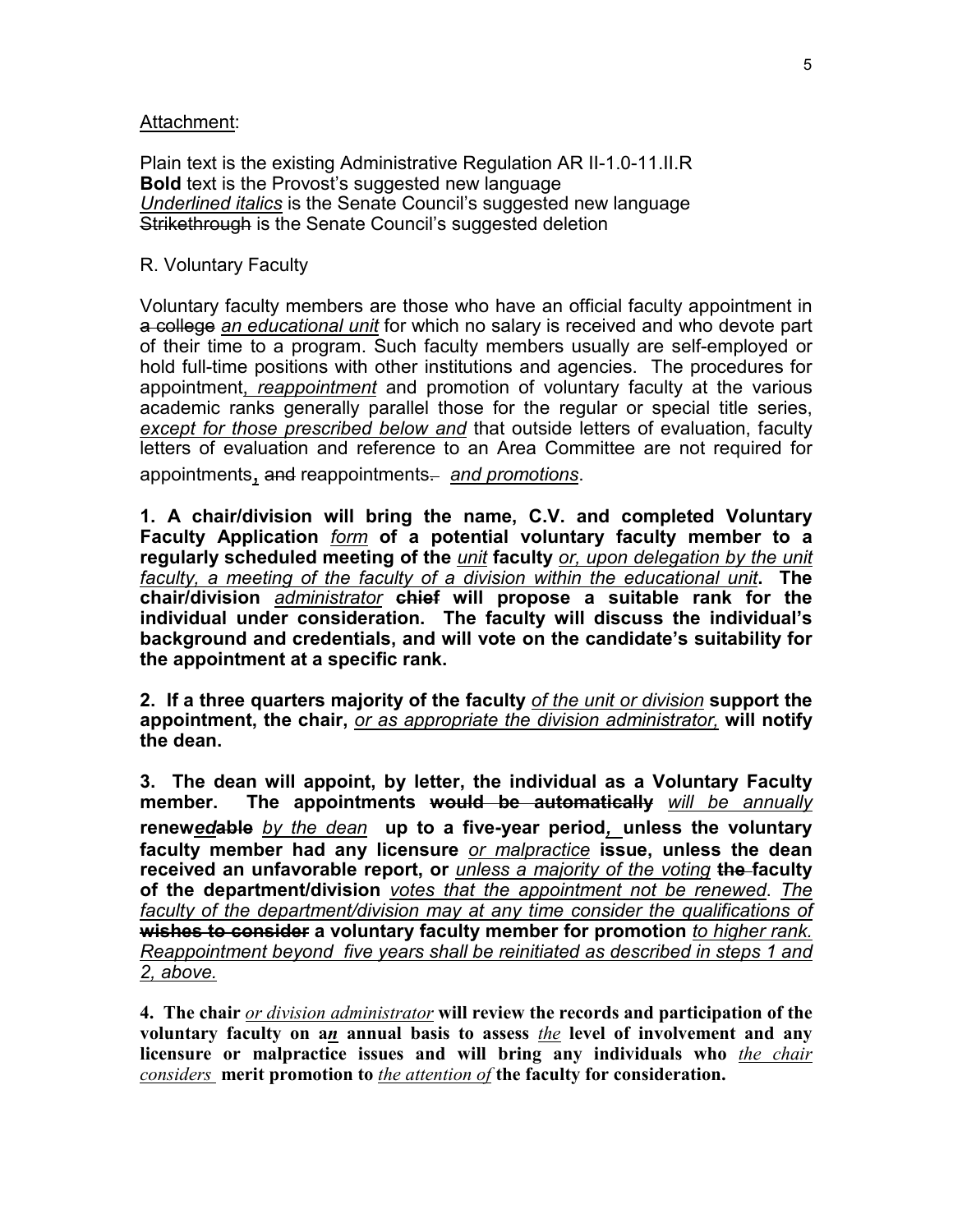Attachment:

Plain text is the existing Administrative Regulation AR II-1.0-11.II.R
**Bold** text is the Provost's suggested new language
*Underlined italics* is the Senate Council's suggested new language
~~Strikethrough~~ is the Senate Council's suggested deletion

R. Voluntary Faculty

Voluntary faculty members are those who have an official faculty appointment in ~~a college~~ *an educational unit* for which no salary is received and who devote part of their time to a program. Such faculty members usually are self-employed or hold full-time positions with other institutions and agencies. The procedures for appointment*, reappointment* and promotion of voluntary faculty at the various academic ranks generally parallel those for the regular or special title series, *except for those prescribed below and* that outside letters of evaluation, faculty letters of evaluation and reference to an Area Committee are not required for appointments**,** ~~and~~ reappointments~~.~~ *and promotions*.

**1. A chair/division will bring the name, C.V. and completed Voluntary Faculty Application** *form* **of a potential voluntary faculty member to a regularly scheduled meeting of the** *unit* **faculty** *or, upon delegation by the unit faculty, a meeting of the faculty of a division within the educational unit***. The chair/division** *administrator* ~~**chief**~~ **will propose a suitable rank for the individual under consideration. The faculty will discuss the individual's background and credentials, and will vote on the candidate's suitability for the appointment at a specific rank.**

**2. If a three quarters majority of the faculty** *of the unit or division* **support the appointment, the chair,** *or as appropriate the division administrator,* **will notify the dean.**

**3. The dean will appoint, by letter, the individual as a Voluntary Faculty member. The appointments** ~~**would be automatically**~~ *will be annually* **renew*ed*~~able~~** *by the dean* **up to a five-year period*,* unless the voluntary faculty member had any licensure** *or malpractice* **issue, unless the dean received an unfavorable report, or** *unless a majority of the voting* ~~**the**~~ **faculty of the department/division** *votes that the appointment not be renewed. The faculty of the department/division may at any time consider the qualifications of* ~~**wishes to consider**~~ **a voluntary faculty member for promotion** *to higher rank. Reappointment beyond five years shall be reinitiated as described in steps 1 and 2, above.*

**4. The chair** *or division administrator* **will review the records and participation of the voluntary faculty on a*n* annual basis to assess** *the* **level of involvement and any licensure or malpractice issues and will bring any individuals who** *the chair considers* **merit promotion to** *the attention of* **the faculty for consideration.**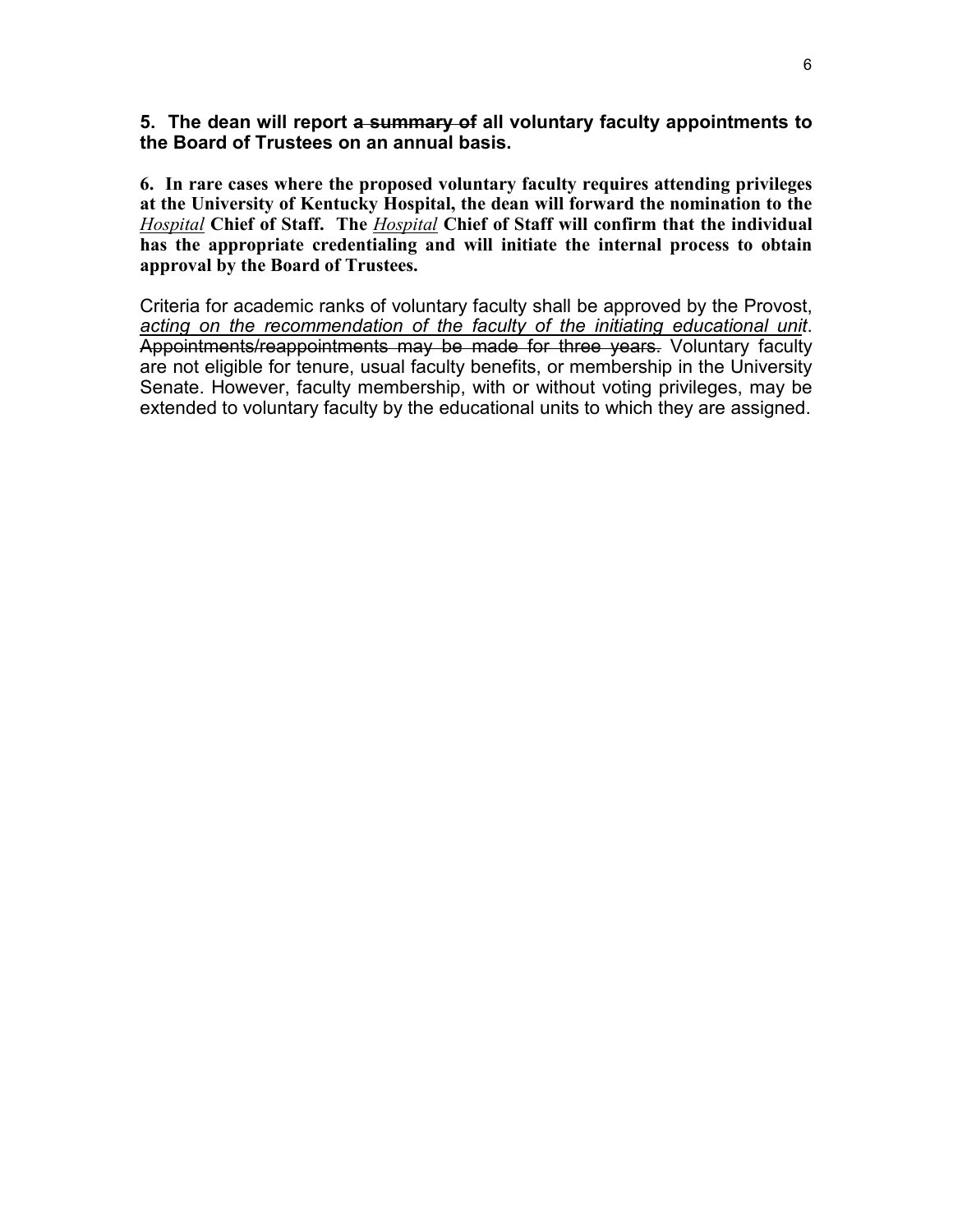**5. The dean will report ~~a summary of~~ all voluntary faculty appointments to the Board of Trustees on an annual basis.**

**6. In rare cases where the proposed voluntary faculty requires attending privileges at the University of Kentucky Hospital, the dean will forward the nomination to the *<u>Hospital</u>* Chief of Staff. The *<u>Hospital</u>* Chief of Staff will confirm that the individual has the appropriate credentialing and will initiate the internal process to obtain approval by the Board of Trustees.**

Criteria for academic ranks of voluntary faculty shall be approved by the Provost, *<u>acting on the recommendation of the faculty of the initiating educational unit</u>*. ~~Appointments/reappointments may be made for three years.~~ Voluntary faculty are not eligible for tenure, usual faculty benefits, or membership in the University Senate. However, faculty membership, with or without voting privileges, may be extended to voluntary faculty by the educational units to which they are assigned.